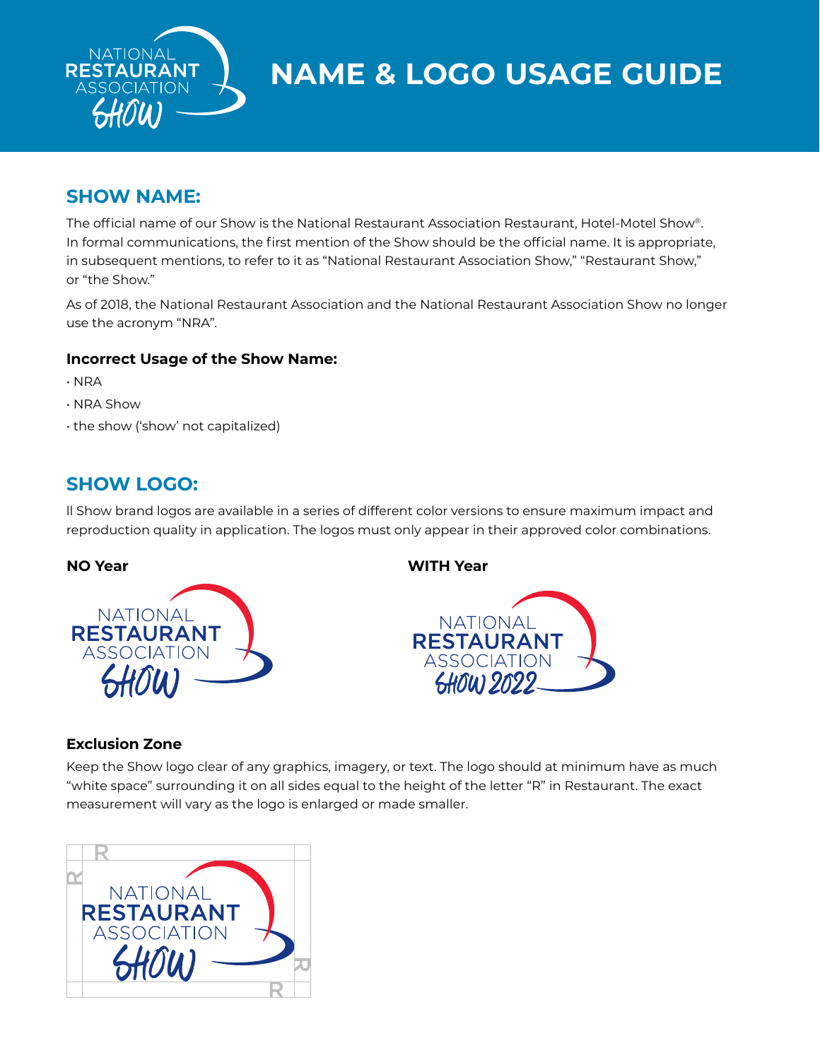# NAME & LOGO USAGE GUIDE

## SHOW NAME:

The official name of our Show is the National Restaurant Association Restaurant, Hotel-Motel Show®. In formal communications, the first mention of the Show should be the official name. It is appropriate, in subsequent mentions, to refer to it as "National Restaurant Association Show," "Restaurant Show," or "the Show."

As of 2018, the National Restaurant Association and the National Restaurant Association Show no longer use the acronym "NRA".

### Incorrect Usage of the Show Name:

- NRA
- NRA Show
- the show ('show' not capitalized)

## SHOW LOGO:

ll Show brand logos are available in a series of different color versions to ensure maximum impact and reproduction quality in application. The logos must only appear in their approved color combinations.

**NO Year**

**WITH Year**

### Exclusion Zone

Keep the Show logo clear of any graphics, imagery, or text. The logo should at minimum have as much "white space" surrounding it on all sides equal to the height of the letter "R" in Restaurant. The exact measurement will vary as the logo is enlarged or made smaller.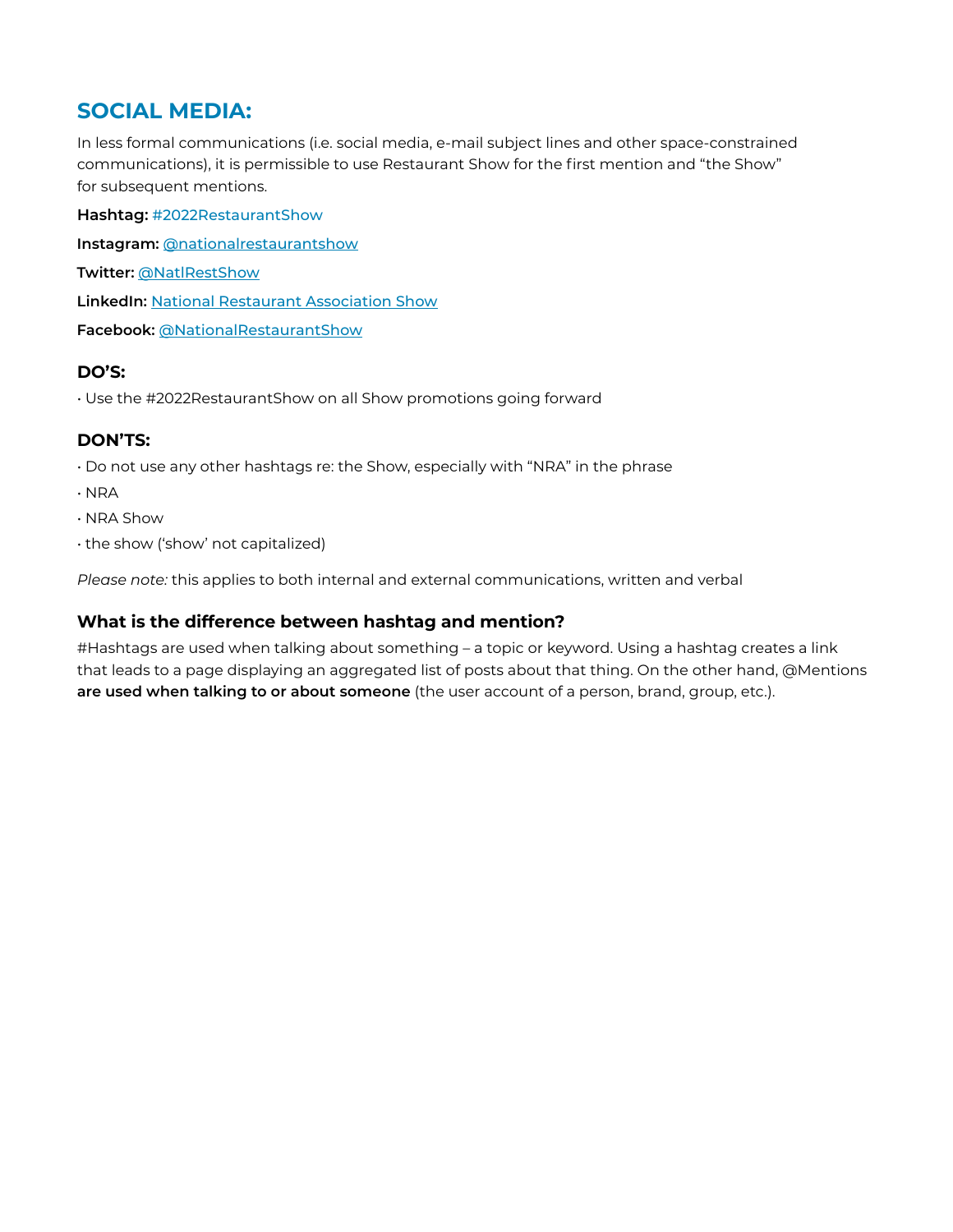## SOCIAL MEDIA:

In less formal communications (i.e. social media, e-mail subject lines and other space-constrained communications), it is permissible to use Restaurant Show for the first mention and "the Show" for subsequent mentions.

**Hashtag:** #2022RestaurantShow

**Instagram:** @nationalrestaurantshow

**Twitter:** @NatlRestShow

**LinkedIn:** National Restaurant Association Show

**Facebook:** @NationalRestaurantShow

### DO'S:

- Use the #2022RestaurantShow on all Show promotions going forward

### DON'TS:

- Do not use any other hashtags re: the Show, especially with "NRA" in the phrase
- NRA
- NRA Show
- the show ('show' not capitalized)

*Please note:* this applies to both internal and external communications, written and verbal

### What is the difference between hashtag and mention?

#Hashtags are used when talking about something – a topic or keyword. Using a hashtag creates a link that leads to a page displaying an aggregated list of posts about that thing. On the other hand, @Mentions **are used when talking to or about someone** (the user account of a person, brand, group, etc.).